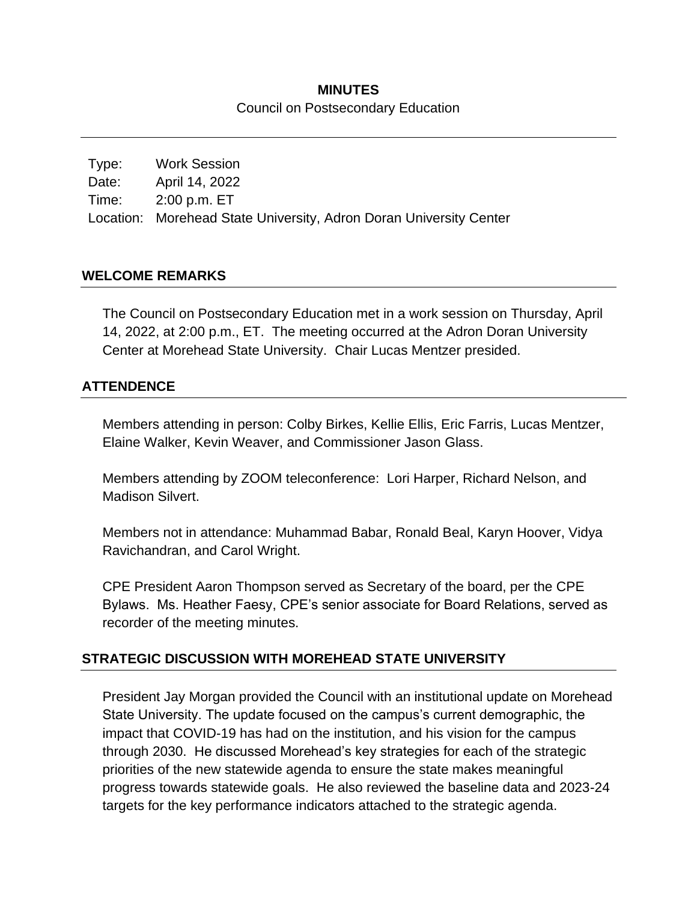**MINUTES**

Council on Postsecondary Education

| | |
|---|---|
| Type: | Work Session |
| Date: | April 14, 2022 |
| Time: | 2:00 p.m. ET |
| Location: | Morehead State University, Adron Doran University Center |

## WELCOME REMARKS

The Council on Postsecondary Education met in a work session on Thursday, April 14, 2022, at 2:00 p.m., ET. The meeting occurred at the Adron Doran University Center at Morehead State University. Chair Lucas Mentzer presided.

## ATTENDENCE

Members attending in person: Colby Birkes, Kellie Ellis, Eric Farris, Lucas Mentzer, Elaine Walker, Kevin Weaver, and Commissioner Jason Glass.

Members attending by ZOOM teleconference: Lori Harper, Richard Nelson, and Madison Silvert.

Members not in attendance: Muhammad Babar, Ronald Beal, Karyn Hoover, Vidya Ravichandran, and Carol Wright.

CPE President Aaron Thompson served as Secretary of the board, per the CPE Bylaws. Ms. Heather Faesy, CPE's senior associate for Board Relations, served as recorder of the meeting minutes.

## STRATEGIC DISCUSSION WITH MOREHEAD STATE UNIVERSITY

President Jay Morgan provided the Council with an institutional update on Morehead State University. The update focused on the campus's current demographic, the impact that COVID-19 has had on the institution, and his vision for the campus through 2030. He discussed Morehead's key strategies for each of the strategic priorities of the new statewide agenda to ensure the state makes meaningful progress towards statewide goals. He also reviewed the baseline data and 2023-24 targets for the key performance indicators attached to the strategic agenda.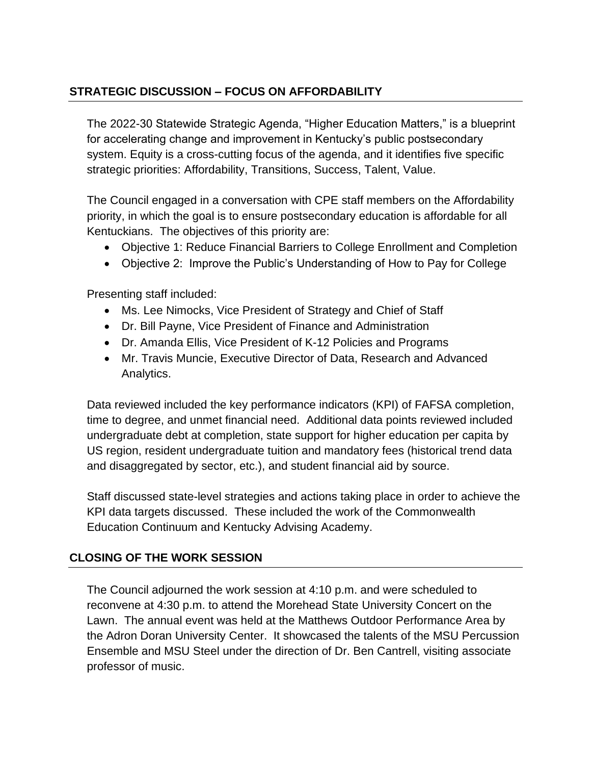## STRATEGIC DISCUSSION – FOCUS ON AFFORDABILITY

The 2022-30 Statewide Strategic Agenda, "Higher Education Matters," is a blueprint for accelerating change and improvement in Kentucky's public postsecondary system. Equity is a cross-cutting focus of the agenda, and it identifies five specific strategic priorities: Affordability, Transitions, Success, Talent, Value.

The Council engaged in a conversation with CPE staff members on the Affordability priority, in which the goal is to ensure postsecondary education is affordable for all Kentuckians. The objectives of this priority are:

- Objective 1: Reduce Financial Barriers to College Enrollment and Completion
- Objective 2: Improve the Public's Understanding of How to Pay for College

Presenting staff included:

- Ms. Lee Nimocks, Vice President of Strategy and Chief of Staff
- Dr. Bill Payne, Vice President of Finance and Administration
- Dr. Amanda Ellis, Vice President of K-12 Policies and Programs
- Mr. Travis Muncie, Executive Director of Data, Research and Advanced Analytics.

Data reviewed included the key performance indicators (KPI) of FAFSA completion, time to degree, and unmet financial need. Additional data points reviewed included undergraduate debt at completion, state support for higher education per capita by US region, resident undergraduate tuition and mandatory fees (historical trend data and disaggregated by sector, etc.), and student financial aid by source.

Staff discussed state-level strategies and actions taking place in order to achieve the KPI data targets discussed. These included the work of the Commonwealth Education Continuum and Kentucky Advising Academy.

## CLOSING OF THE WORK SESSION

The Council adjourned the work session at 4:10 p.m. and were scheduled to reconvene at 4:30 p.m. to attend the Morehead State University Concert on the Lawn. The annual event was held at the Matthews Outdoor Performance Area by the Adron Doran University Center. It showcased the talents of the MSU Percussion Ensemble and MSU Steel under the direction of Dr. Ben Cantrell, visiting associate professor of music.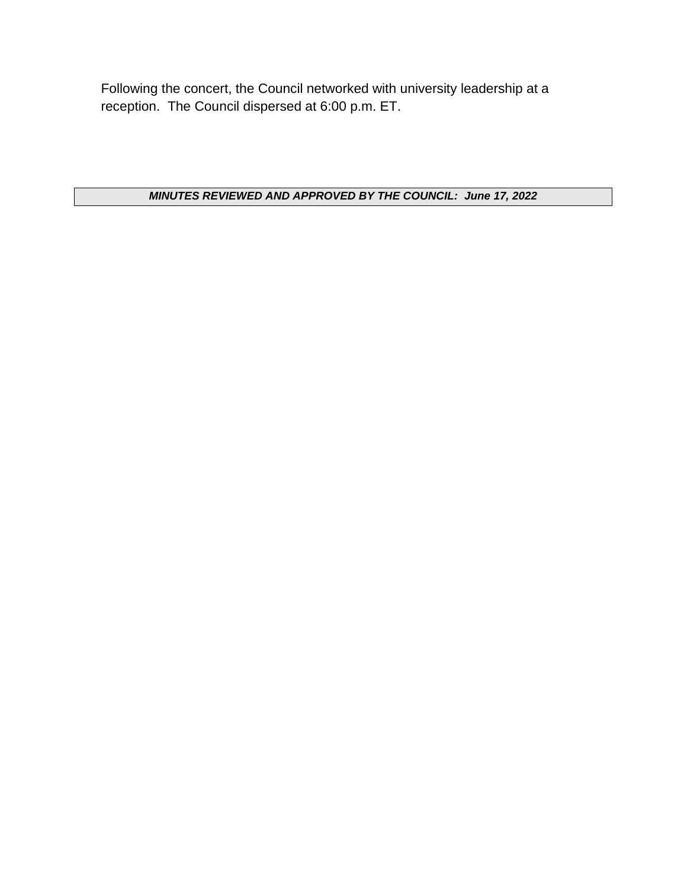Following the concert, the Council networked with university leadership at a reception. The Council dispersed at 6:00 p.m. ET.

***MINUTES REVIEWED AND APPROVED BY THE COUNCIL: June 17, 2022***